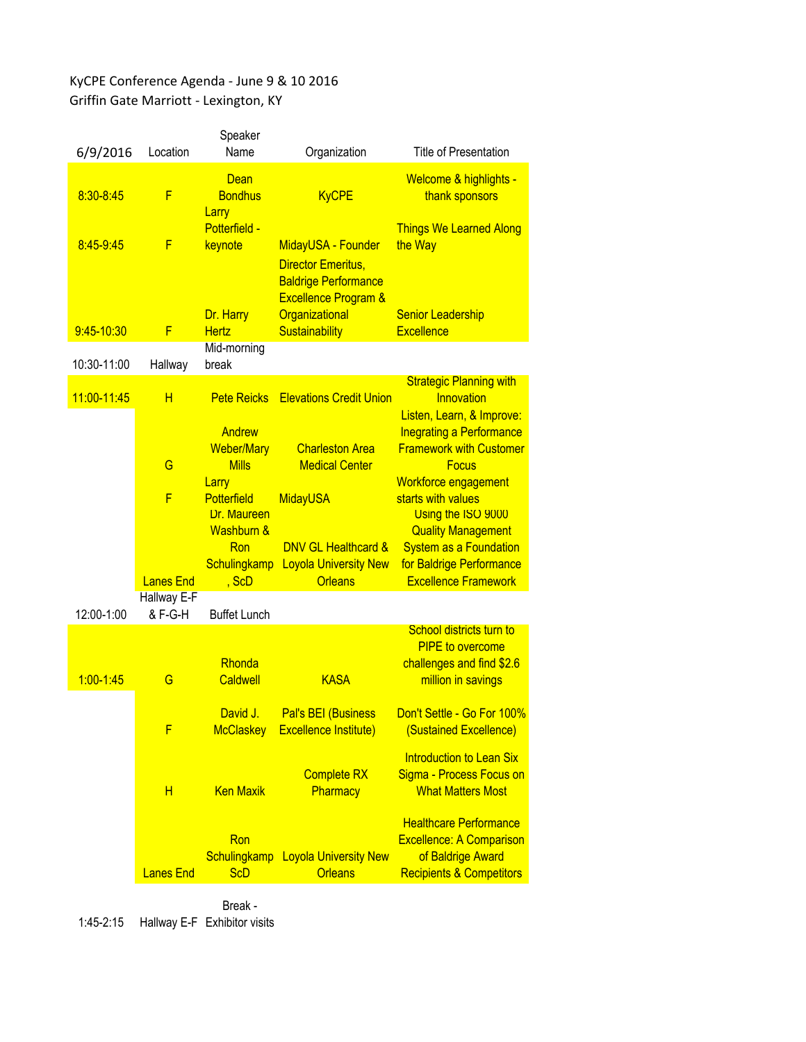KyCPE Conference Agenda - June 9 & 10 2016

Griffin Gate Marriott - Lexington, KY

| 6/9/2016 | Location | Speaker Name | Organization | Title of Presentation |
|---|---|---|---|---|
| 8:30-8:45 | F | Dean Bondhus | KyCPE | Welcome & highlights - thank sponsors |
| 8:45-9:45 | F | Larry Potterfield - keynote | MidayUSA - Founder | Things We Learned Along the Way |
| 9:45-10:30 | F | Dr. Harry Hertz | Director Emeritus, Baldrige Performance Excellence Program & Organizational Sustainability | Senior Leadership Excellence |
| 10:30-11:00 | Hallway | Mid-morning break | | |
| 11:00-11:45 | H | Pete Reicks | Elevations Credit Union | Strategic Planning with Innovation |
| | G | Andrew Weber/Mary Mills | Charleston Area Medical Center | Listen, Learn, & Improve: Inegrating a Performance Framework with Customer Focus |
| | F | Larry Potterfield | MidayUSA | Workforce engagement starts with values |
| | Lanes End | Dr. Maureen Washburn & Ron Schulingkamp, ScD | DNV GL Healthcard & Loyola University New Orleans | Using the ISO 9000 Quality Management System as a Foundation for Baldrige Performance Excellence Framework |
| 12:00-1:00 | Hallway E-F & F-G-H | Buffet Lunch | | |
| 1:00-1:45 | G | Rhonda Caldwell | KASA | School districts turn to PIPE to overcome challenges and find $2.6 million in savings |
| | F | David J. McClaskey | Pal's BEI (Business Excellence Institute) | Don't Settle - Go For 100% (Sustained Excellence) |
| | H | Ken Maxik | Complete RX Pharmacy | Introduction to Lean Six Sigma - Process Focus on What Matters Most |
| | Lanes End | Ron Schulingkamp ScD | Loyola University New Orleans | Healthcare Performance Excellence: A Comparison of Baldrige Award Recipients & Competitors |
| 1:45-2:15 | Hallway E-F | Break - Exhibitor visits | | |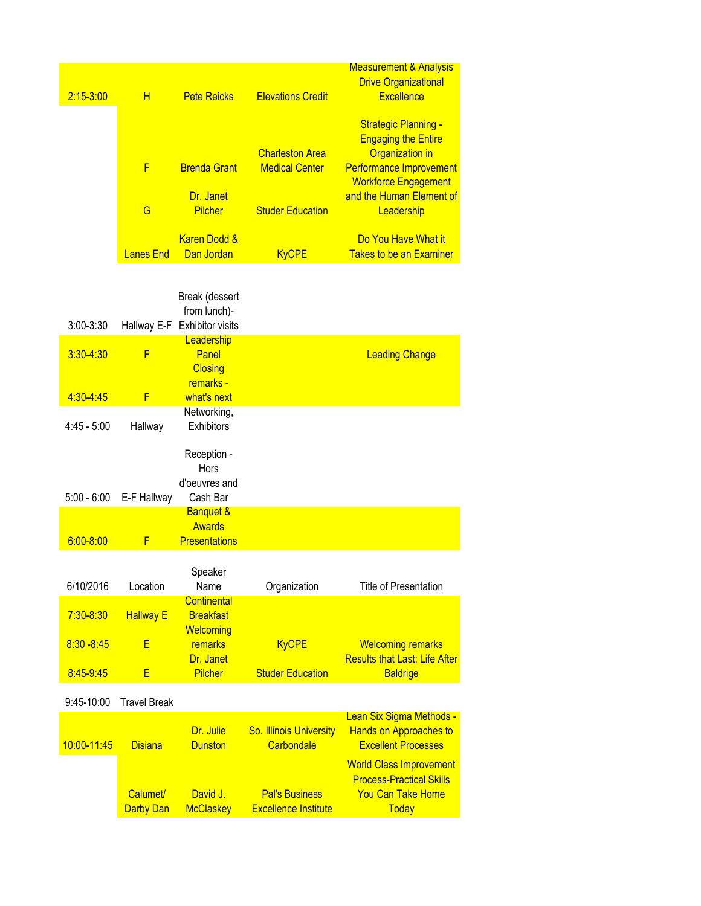| | | | | |
|---|---|---|---|---|
| 2:15-3:00 | H | Pete Reicks | Elevations Credit | Measurement & Analysis Drive Organizational Excellence |
| | F | Brenda Grant | Charleston Area Medical Center | Strategic Planning - Engaging the Entire Organization in Performance Improvement |
| | G | Dr. Janet Pilcher | Studer Education | Workforce Engagement and the Human Element of Leadership |
| | Lanes End | Karen Dodd & Dan Jordan | KyCPE | Do You Have What it Takes to be an Examiner |
| 3:00-3:30 | Hallway E-F | Break (dessert from lunch)- Exhibitor visits | | |
| 3:30-4:30 | F | Leadership Panel | | Leading Change |
| 4:30-4:45 | F | Closing remarks - what's next | | |
| 4:45 - 5:00 | Hallway | Networking, Exhibitors | | |
| 5:00 - 6:00 | E-F Hallway | Reception - Hors d'oeuvres and Cash Bar | | |
| 6:00-8:00 | F | Banquet & Awards Presentations | | |

| 6/10/2016 | Location | Speaker Name | Organization | Title of Presentation |
|---|---|---|---|---|
| 7:30-8:30 | Hallway E | Continental Breakfast | | |
| 8:30 -8:45 | E | Welcoming remarks | KyCPE | Welcoming remarks |
| 8:45-9:45 | E | Dr. Janet Pilcher | Studer Education | Results that Last: Life After Baldrige |
| 9:45-10:00 | Travel Break | | | |
| 10:00-11:45 | Disiana | Dr. Julie Dunston | So. Illinois University Carbondale | Lean Six Sigma Methods - Hands on Approaches to Excellent Processes |
| | Calumet/ Darby Dan | David J. McClaskey | Pal's Business Excellence Institute | World Class Improvement Process-Practical Skills You Can Take Home Today |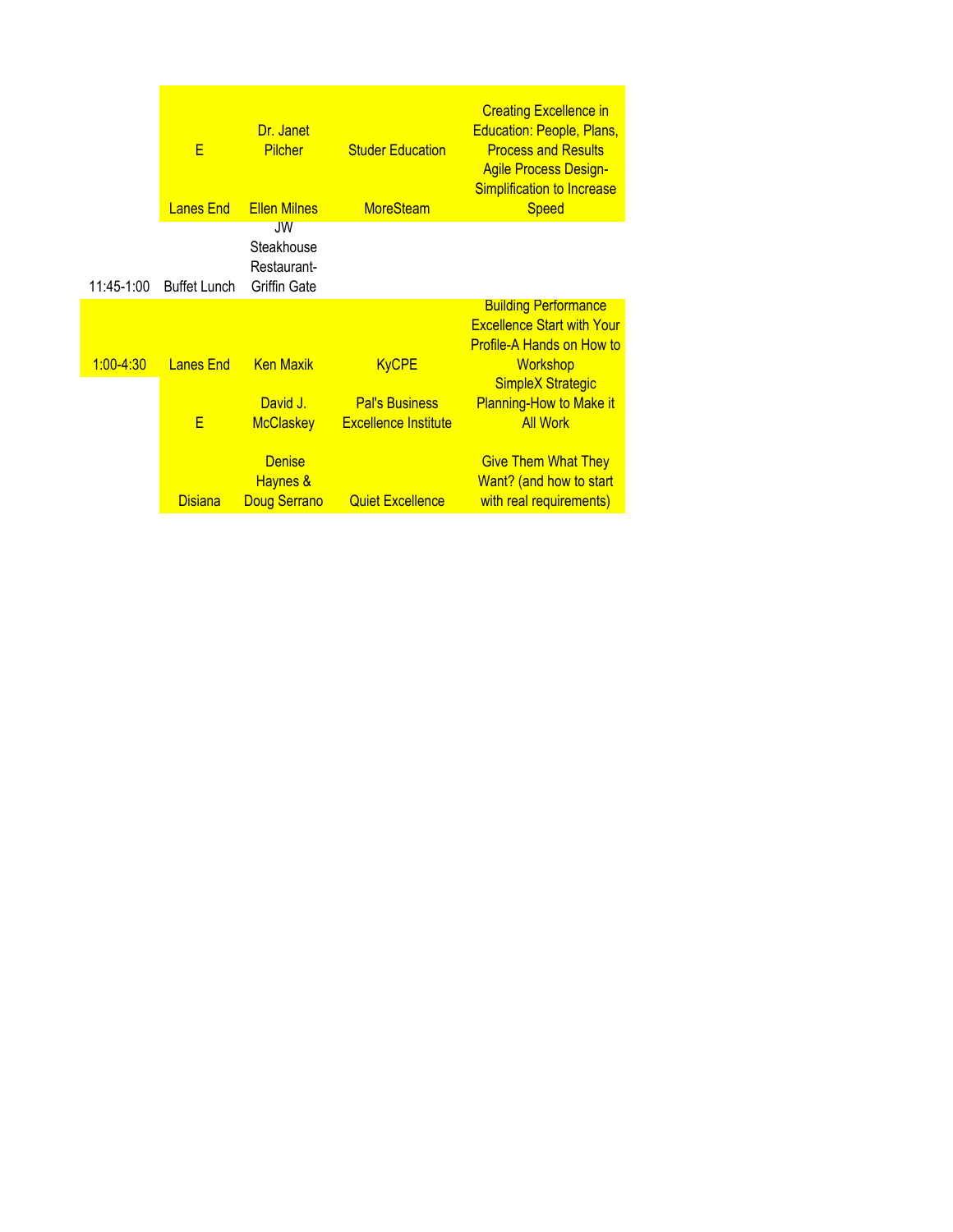| | | | | |
|---|---|---|---|---|
| | E | Dr. Janet Pilcher | Studer Education | Creating Excellence in Education: People, Plans, Process and Results |
| | Lanes End | Ellen Milnes | MoreSteam | Agile Process Design-Simplification to Increase Speed |
| 11:45-1:00 | Buffet Lunch | JW Steakhouse Restaurant-Griffin Gate | | |
| 1:00-4:30 | Lanes End | Ken Maxik | KyCPE | Building Performance Excellence Start with Your Profile-A Hands on How to Workshop |
| | E | David J. McClaskey | Pal's Business Excellence Institute | SimpleX Strategic Planning-How to Make it All Work |
| | Disiana | Denise Haynes & Doug Serrano | Quiet Excellence | Give Them What They Want? (and how to start with real requirements) |